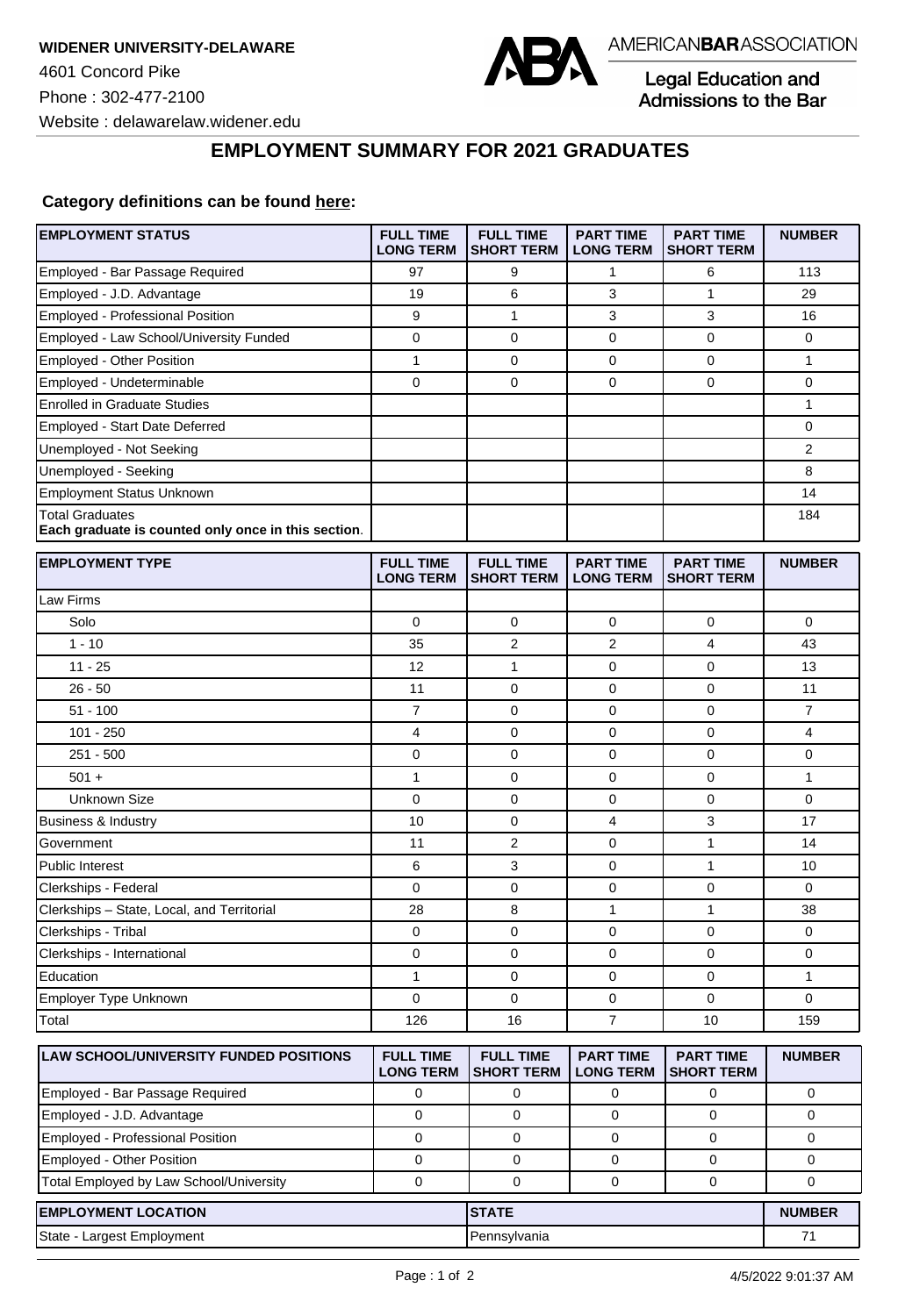**WIDENER UNIVERSITY-DELAWARE**

4601 Concord Pike

Phone : 302-477-2100

Website : delawarelaw.widener.edu

AMERICANBARASSOCIATION

Legal Education and Admissions to the Bar

## EMPLOYMENT SUMMARY FOR 2021 GRADUATES

**Category definitions can be found here:**

| EMPLOYMENT STATUS | FULL TIME LONG TERM | FULL TIME SHORT TERM | PART TIME LONG TERM | PART TIME SHORT TERM | NUMBER |
|---|---|---|---|---|---|
| Employed - Bar Passage Required | 97 | 9 | 1 | 6 | 113 |
| Employed - J.D. Advantage | 19 | 6 | 3 | 1 | 29 |
| Employed - Professional Position | 9 | 1 | 3 | 3 | 16 |
| Employed - Law School/University Funded | 0 | 0 | 0 | 0 | 0 |
| Employed - Other Position | 1 | 0 | 0 | 0 | 1 |
| Employed - Undeterminable | 0 | 0 | 0 | 0 | 0 |
| Enrolled in Graduate Studies | | | | | 1 |
| Employed - Start Date Deferred | | | | | 0 |
| Unemployed - Not Seeking | | | | | 2 |
| Unemployed - Seeking | | | | | 8 |
| Employment Status Unknown | | | | | 14 |
| Total Graduates **Each graduate is counted only once in this section**. | | | | | 184 |

| EMPLOYMENT TYPE | FULL TIME LONG TERM | FULL TIME SHORT TERM | PART TIME LONG TERM | PART TIME SHORT TERM | NUMBER |
|---|---|---|---|---|---|
| Law Firms | | | | | |
| Solo | 0 | 0 | 0 | 0 | 0 |
| 1 - 10 | 35 | 2 | 2 | 4 | 43 |
| 11 - 25 | 12 | 1 | 0 | 0 | 13 |
| 26 - 50 | 11 | 0 | 0 | 0 | 11 |
| 51 - 100 | 7 | 0 | 0 | 0 | 7 |
| 101 - 250 | 4 | 0 | 0 | 0 | 4 |
| 251 - 500 | 0 | 0 | 0 | 0 | 0 |
| 501 + | 1 | 0 | 0 | 0 | 1 |
| Unknown Size | 0 | 0 | 0 | 0 | 0 |
| Business & Industry | 10 | 0 | 4 | 3 | 17 |
| Government | 11 | 2 | 0 | 1 | 14 |
| Public Interest | 6 | 3 | 0 | 1 | 10 |
| Clerkships - Federal | 0 | 0 | 0 | 0 | 0 |
| Clerkships – State, Local, and Territorial | 28 | 8 | 1 | 1 | 38 |
| Clerkships - Tribal | 0 | 0 | 0 | 0 | 0 |
| Clerkships - International | 0 | 0 | 0 | 0 | 0 |
| Education | 1 | 0 | 0 | 0 | 1 |
| Employer Type Unknown | 0 | 0 | 0 | 0 | 0 |
| Total | 126 | 16 | 7 | 10 | 159 |

| LAW SCHOOL/UNIVERSITY FUNDED POSITIONS | FULL TIME LONG TERM | FULL TIME SHORT TERM | PART TIME LONG TERM | PART TIME SHORT TERM | NUMBER |
|---|---|---|---|---|---|
| Employed - Bar Passage Required | 0 | 0 | 0 | 0 | 0 |
| Employed - J.D. Advantage | 0 | 0 | 0 | 0 | 0 |
| Employed - Professional Position | 0 | 0 | 0 | 0 | 0 |
| Employed - Other Position | 0 | 0 | 0 | 0 | 0 |
| Total Employed by Law School/University | 0 | 0 | 0 | 0 | 0 |

| EMPLOYMENT LOCATION | STATE | NUMBER |
|---|---|---|
| State - Largest Employment | Pennsylvania | 71 |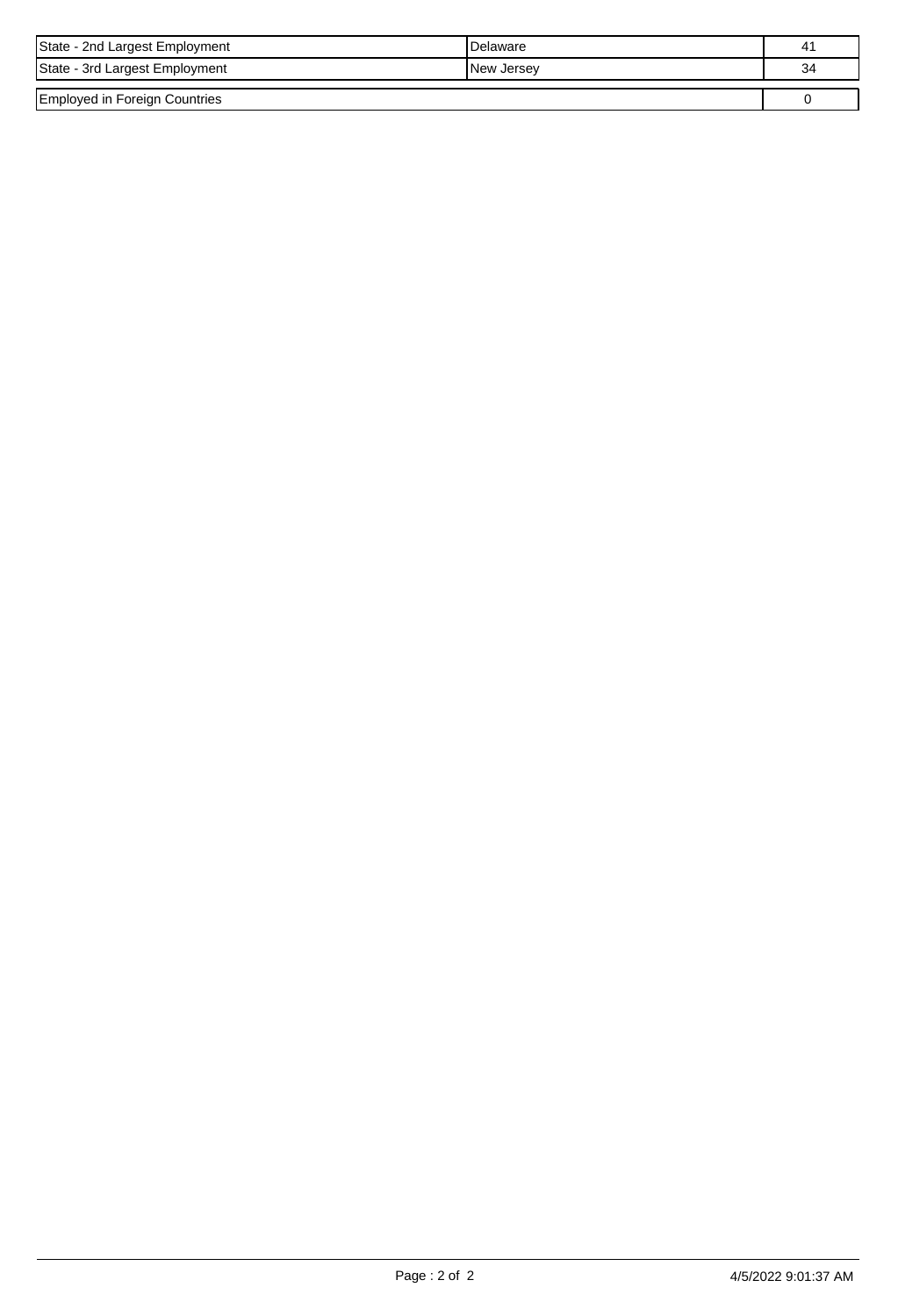| | | |
|---|---|---|
| State - 2nd Largest Employment | Delaware | 41 |
| State - 3rd Largest Employment | New Jersey | 34 |

| | |
|---|---|
| Employed in Foreign Countries | 0 |